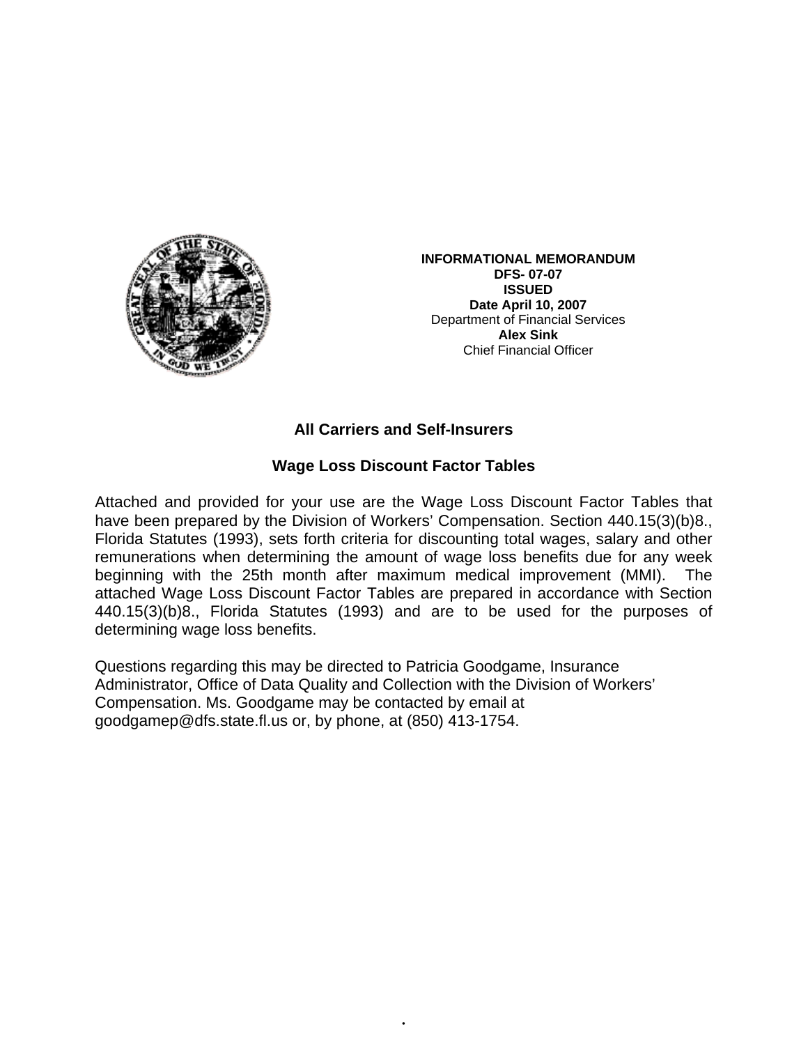**INFORMATIONAL MEMORANDUM**
**DFS- 07-07**
**ISSUED**
**Date April 10, 2007**
Department of Financial Services
**Alex Sink**
Chief Financial Officer

## All Carriers and Self-Insurers

## Wage Loss Discount Factor Tables

Attached and provided for your use are the Wage Loss Discount Factor Tables that have been prepared by the Division of Workers' Compensation. Section 440.15(3)(b)8., Florida Statutes (1993), sets forth criteria for discounting total wages, salary and other remunerations when determining the amount of wage loss benefits due for any week beginning with the 25th month after maximum medical improvement (MMI). The attached Wage Loss Discount Factor Tables are prepared in accordance with Section 440.15(3)(b)8., Florida Statutes (1993) and are to be used for the purposes of determining wage loss benefits.

Questions regarding this may be directed to Patricia Goodgame, Insurance Administrator, Office of Data Quality and Collection with the Division of Workers' Compensation. Ms. Goodgame may be contacted by email at goodgamep@dfs.state.fl.us or, by phone, at (850) 413-1754.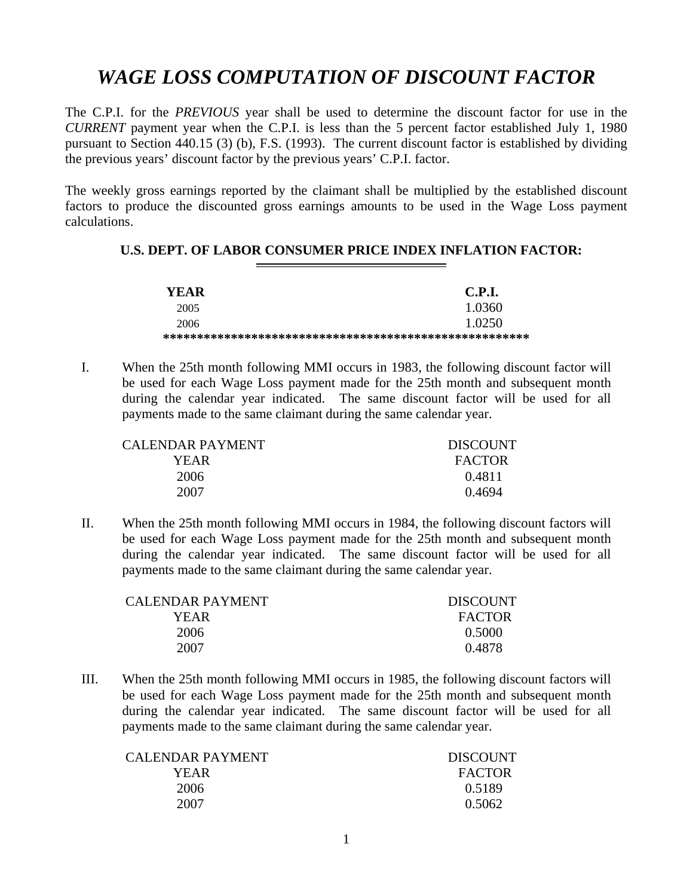# *WAGE LOSS COMPUTATION OF DISCOUNT FACTOR*

The C.P.I. for the *PREVIOUS* year shall be used to determine the discount factor for use in the *CURRENT* payment year when the C.P.I. is less than the 5 percent factor established July 1, 1980 pursuant to Section 440.15 (3) (b), F.S. (1993). The current discount factor is established by dividing the previous years' discount factor by the previous years' C.P.I. factor.

The weekly gross earnings reported by the claimant shall be multiplied by the established discount factors to produce the discounted gross earnings amounts to be used in the Wage Loss payment calculations.

**U.S. DEPT. OF LABOR CONSUMER PRICE INDEX INFLATION FACTOR:**

| YEAR | C.P.I. |
|---|---|
| 2005 | 1.0360 |
| 2006 | 1.0250 |

*******************************************************

I. When the 25th month following MMI occurs in 1983, the following discount factor will be used for each Wage Loss payment made for the 25th month and subsequent month during the calendar year indicated. The same discount factor will be used for all payments made to the same claimant during the same calendar year.

| CALENDAR PAYMENT YEAR | DISCOUNT FACTOR |
|---|---|
| 2006 | 0.4811 |
| 2007 | 0.4694 |

II. When the 25th month following MMI occurs in 1984, the following discount factors will be used for each Wage Loss payment made for the 25th month and subsequent month during the calendar year indicated. The same discount factor will be used for all payments made to the same claimant during the same calendar year.

| CALENDAR PAYMENT YEAR | DISCOUNT FACTOR |
|---|---|
| 2006 | 0.5000 |
| 2007 | 0.4878 |

III. When the 25th month following MMI occurs in 1985, the following discount factors will be used for each Wage Loss payment made for the 25th month and subsequent month during the calendar year indicated. The same discount factor will be used for all payments made to the same claimant during the same calendar year.

| CALENDAR PAYMENT YEAR | DISCOUNT FACTOR |
|---|---|
| 2006 | 0.5189 |
| 2007 | 0.5062 |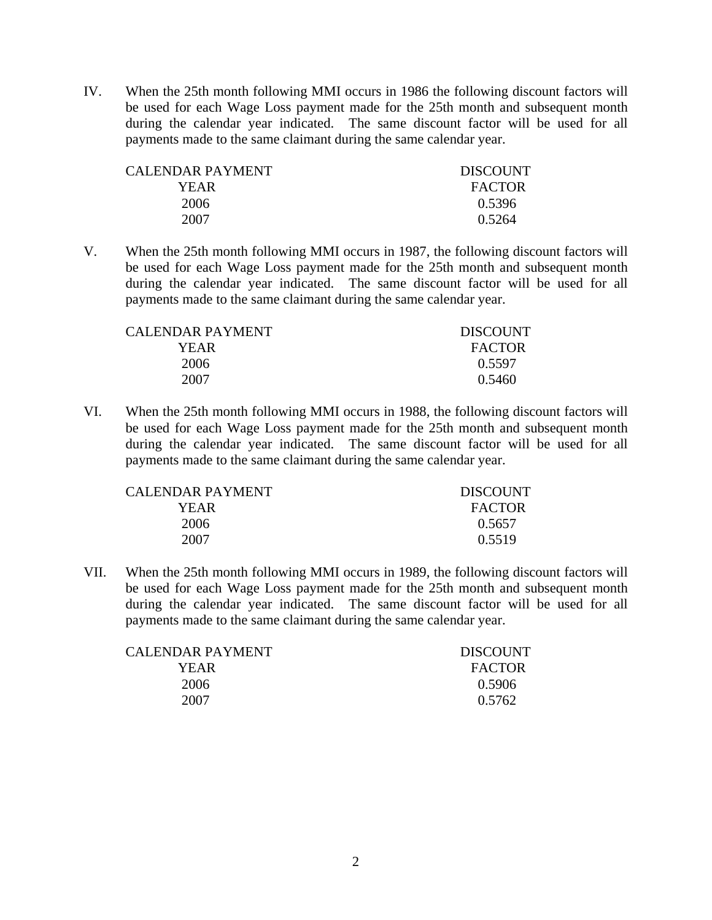IV. When the 25th month following MMI occurs in 1986 the following discount factors will be used for each Wage Loss payment made for the 25th month and subsequent month during the calendar year indicated. The same discount factor will be used for all payments made to the same claimant during the same calendar year.

| CALENDAR PAYMENT YEAR | DISCOUNT FACTOR |
|---|---|
| 2006 | 0.5396 |
| 2007 | 0.5264 |

V. When the 25th month following MMI occurs in 1987, the following discount factors will be used for each Wage Loss payment made for the 25th month and subsequent month during the calendar year indicated. The same discount factor will be used for all payments made to the same claimant during the same calendar year.

| CALENDAR PAYMENT YEAR | DISCOUNT FACTOR |
|---|---|
| 2006 | 0.5597 |
| 2007 | 0.5460 |

VI. When the 25th month following MMI occurs in 1988, the following discount factors will be used for each Wage Loss payment made for the 25th month and subsequent month during the calendar year indicated. The same discount factor will be used for all payments made to the same claimant during the same calendar year.

| CALENDAR PAYMENT YEAR | DISCOUNT FACTOR |
|---|---|
| 2006 | 0.5657 |
| 2007 | 0.5519 |

VII. When the 25th month following MMI occurs in 1989, the following discount factors will be used for each Wage Loss payment made for the 25th month and subsequent month during the calendar year indicated. The same discount factor will be used for all payments made to the same claimant during the same calendar year.

| CALENDAR PAYMENT YEAR | DISCOUNT FACTOR |
|---|---|
| 2006 | 0.5906 |
| 2007 | 0.5762 |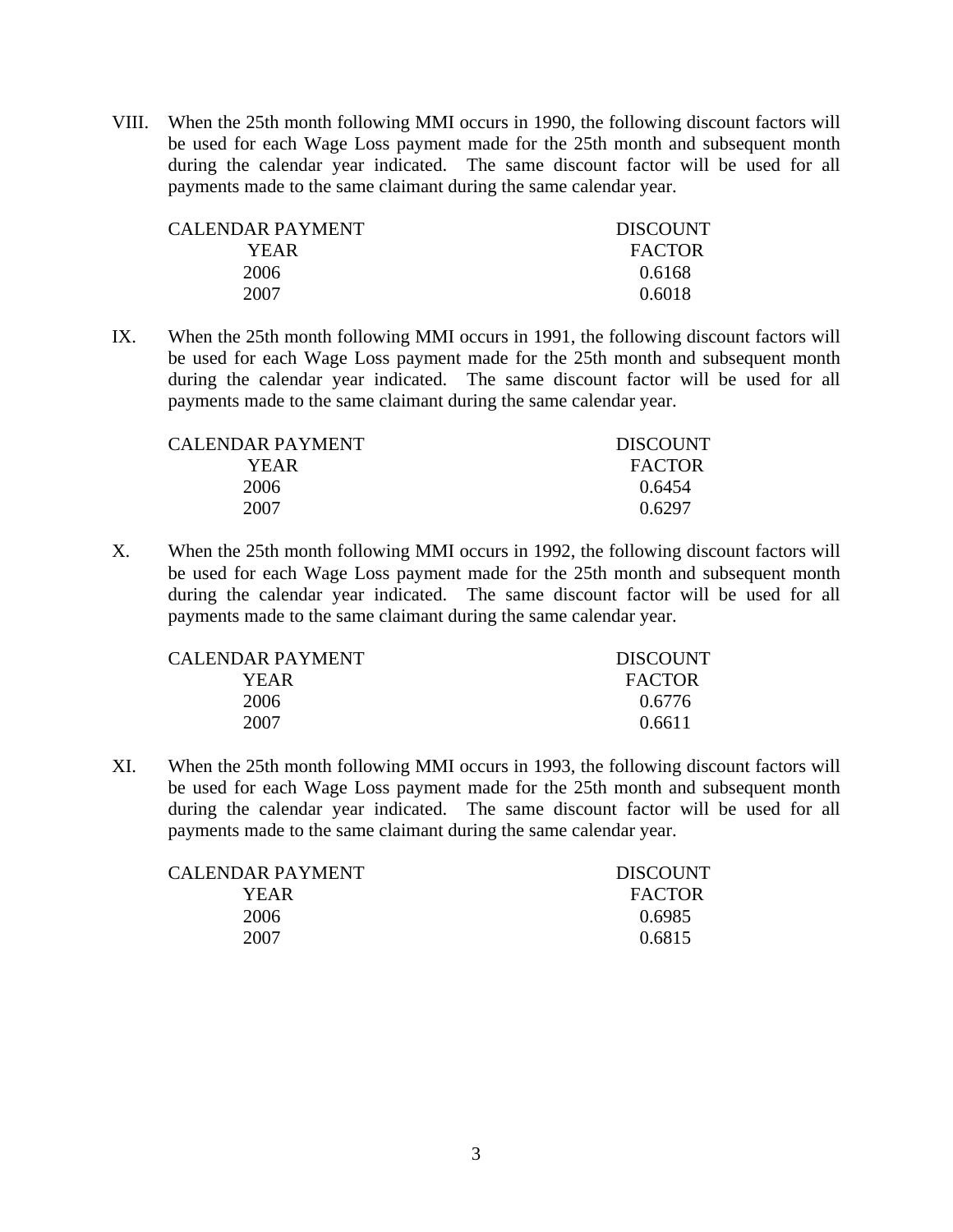VIII. When the 25th month following MMI occurs in 1990, the following discount factors will be used for each Wage Loss payment made for the 25th month and subsequent month during the calendar year indicated. The same discount factor will be used for all payments made to the same claimant during the same calendar year.

| CALENDAR PAYMENT YEAR | DISCOUNT FACTOR |
|---|---|
| 2006 | 0.6168 |
| 2007 | 0.6018 |

IX. When the 25th month following MMI occurs in 1991, the following discount factors will be used for each Wage Loss payment made for the 25th month and subsequent month during the calendar year indicated. The same discount factor will be used for all payments made to the same claimant during the same calendar year.

| CALENDAR PAYMENT YEAR | DISCOUNT FACTOR |
|---|---|
| 2006 | 0.6454 |
| 2007 | 0.6297 |

X. When the 25th month following MMI occurs in 1992, the following discount factors will be used for each Wage Loss payment made for the 25th month and subsequent month during the calendar year indicated. The same discount factor will be used for all payments made to the same claimant during the same calendar year.

| CALENDAR PAYMENT YEAR | DISCOUNT FACTOR |
|---|---|
| 2006 | 0.6776 |
| 2007 | 0.6611 |

XI. When the 25th month following MMI occurs in 1993, the following discount factors will be used for each Wage Loss payment made for the 25th month and subsequent month during the calendar year indicated. The same discount factor will be used for all payments made to the same claimant during the same calendar year.

| CALENDAR PAYMENT YEAR | DISCOUNT FACTOR |
|---|---|
| 2006 | 0.6985 |
| 2007 | 0.6815 |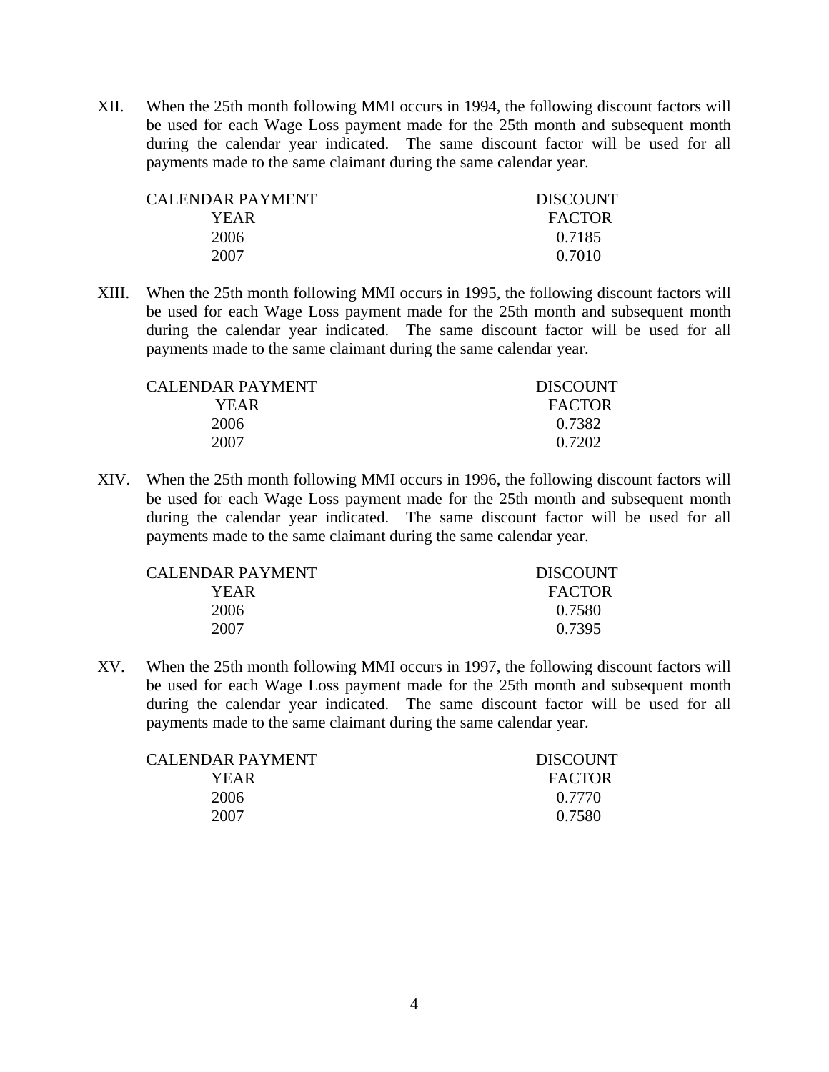XII. When the 25th month following MMI occurs in 1994, the following discount factors will be used for each Wage Loss payment made for the 25th month and subsequent month during the calendar year indicated. The same discount factor will be used for all payments made to the same claimant during the same calendar year.

| CALENDAR PAYMENT YEAR | DISCOUNT FACTOR |
|---|---|
| 2006 | 0.7185 |
| 2007 | 0.7010 |

XIII. When the 25th month following MMI occurs in 1995, the following discount factors will be used for each Wage Loss payment made for the 25th month and subsequent month during the calendar year indicated. The same discount factor will be used for all payments made to the same claimant during the same calendar year.

| CALENDAR PAYMENT YEAR | DISCOUNT FACTOR |
|---|---|
| 2006 | 0.7382 |
| 2007 | 0.7202 |

XIV. When the 25th month following MMI occurs in 1996, the following discount factors will be used for each Wage Loss payment made for the 25th month and subsequent month during the calendar year indicated. The same discount factor will be used for all payments made to the same claimant during the same calendar year.

| CALENDAR PAYMENT YEAR | DISCOUNT FACTOR |
|---|---|
| 2006 | 0.7580 |
| 2007 | 0.7395 |

XV. When the 25th month following MMI occurs in 1997, the following discount factors will be used for each Wage Loss payment made for the 25th month and subsequent month during the calendar year indicated. The same discount factor will be used for all payments made to the same claimant during the same calendar year.

| CALENDAR PAYMENT YEAR | DISCOUNT FACTOR |
|---|---|
| 2006 | 0.7770 |
| 2007 | 0.7580 |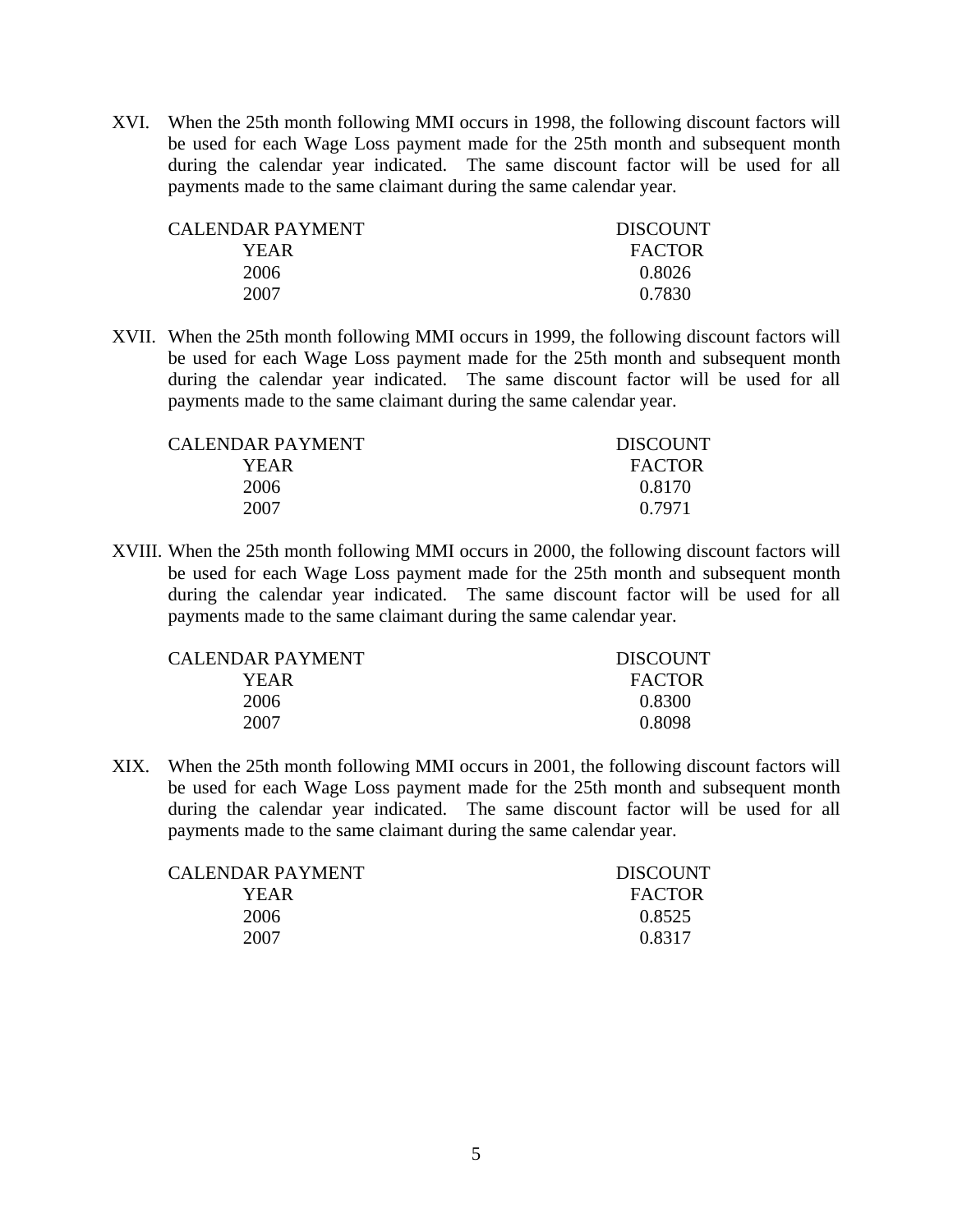XVI. When the 25th month following MMI occurs in 1998, the following discount factors will be used for each Wage Loss payment made for the 25th month and subsequent month during the calendar year indicated. The same discount factor will be used for all payments made to the same claimant during the same calendar year.

| CALENDAR PAYMENT YEAR | DISCOUNT FACTOR |
|---|---|
| 2006 | 0.8026 |
| 2007 | 0.7830 |

XVII. When the 25th month following MMI occurs in 1999, the following discount factors will be used for each Wage Loss payment made for the 25th month and subsequent month during the calendar year indicated. The same discount factor will be used for all payments made to the same claimant during the same calendar year.

| CALENDAR PAYMENT YEAR | DISCOUNT FACTOR |
|---|---|
| 2006 | 0.8170 |
| 2007 | 0.7971 |

XVIII. When the 25th month following MMI occurs in 2000, the following discount factors will be used for each Wage Loss payment made for the 25th month and subsequent month during the calendar year indicated. The same discount factor will be used for all payments made to the same claimant during the same calendar year.

| CALENDAR PAYMENT YEAR | DISCOUNT FACTOR |
|---|---|
| 2006 | 0.8300 |
| 2007 | 0.8098 |

XIX. When the 25th month following MMI occurs in 2001, the following discount factors will be used for each Wage Loss payment made for the 25th month and subsequent month during the calendar year indicated. The same discount factor will be used for all payments made to the same claimant during the same calendar year.

| CALENDAR PAYMENT YEAR | DISCOUNT FACTOR |
|---|---|
| 2006 | 0.8525 |
| 2007 | 0.8317 |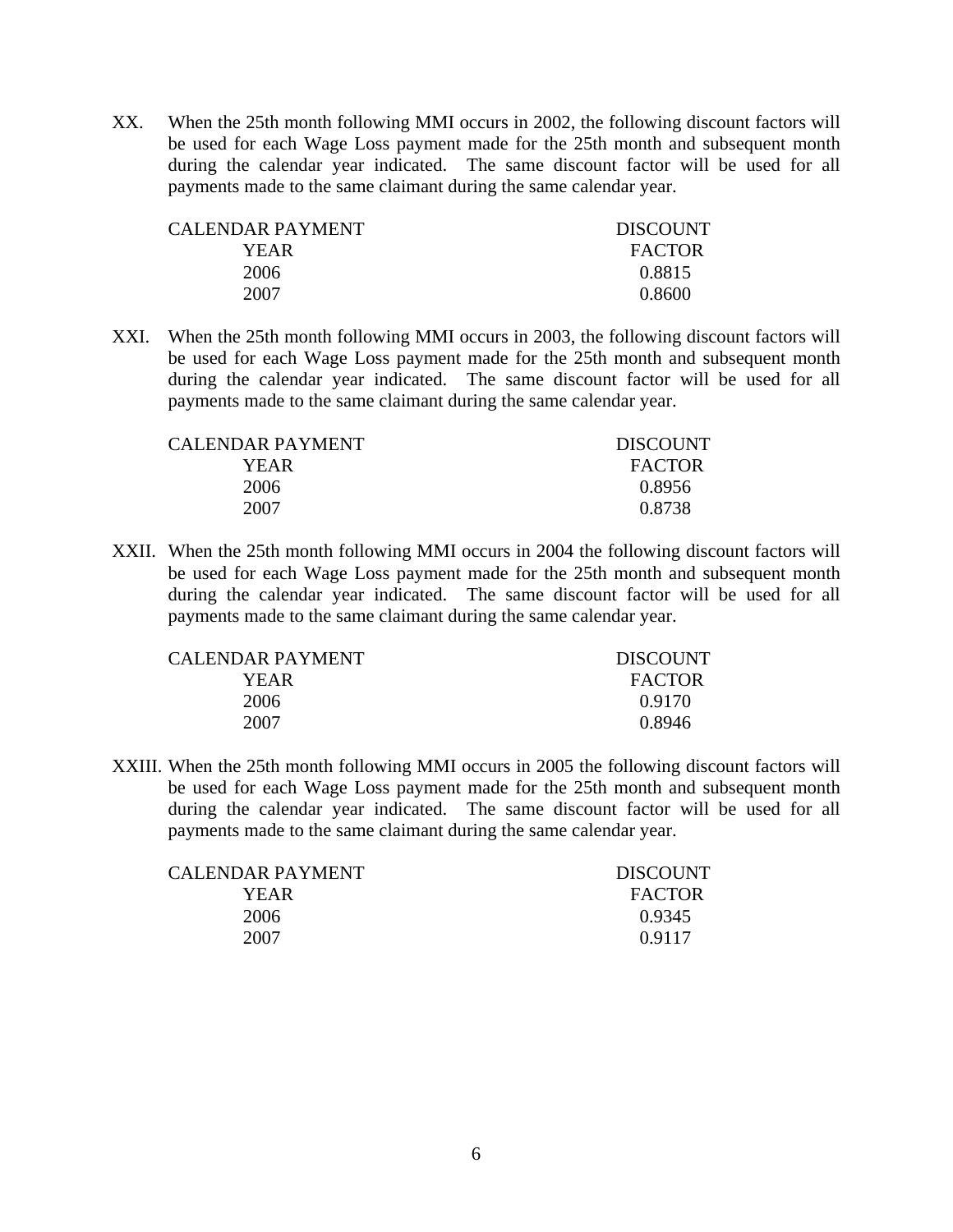XX. When the 25th month following MMI occurs in 2002, the following discount factors will be used for each Wage Loss payment made for the 25th month and subsequent month during the calendar year indicated. The same discount factor will be used for all payments made to the same claimant during the same calendar year.

| CALENDAR PAYMENT YEAR | DISCOUNT FACTOR |
|---|---|
| 2006 | 0.8815 |
| 2007 | 0.8600 |

XXI. When the 25th month following MMI occurs in 2003, the following discount factors will be used for each Wage Loss payment made for the 25th month and subsequent month during the calendar year indicated. The same discount factor will be used for all payments made to the same claimant during the same calendar year.

| CALENDAR PAYMENT YEAR | DISCOUNT FACTOR |
|---|---|
| 2006 | 0.8956 |
| 2007 | 0.8738 |

XXII. When the 25th month following MMI occurs in 2004 the following discount factors will be used for each Wage Loss payment made for the 25th month and subsequent month during the calendar year indicated. The same discount factor will be used for all payments made to the same claimant during the same calendar year.

| CALENDAR PAYMENT YEAR | DISCOUNT FACTOR |
|---|---|
| 2006 | 0.9170 |
| 2007 | 0.8946 |

XXIII. When the 25th month following MMI occurs in 2005 the following discount factors will be used for each Wage Loss payment made for the 25th month and subsequent month during the calendar year indicated. The same discount factor will be used for all payments made to the same claimant during the same calendar year.

| CALENDAR PAYMENT YEAR | DISCOUNT FACTOR |
|---|---|
| 2006 | 0.9345 |
| 2007 | 0.9117 |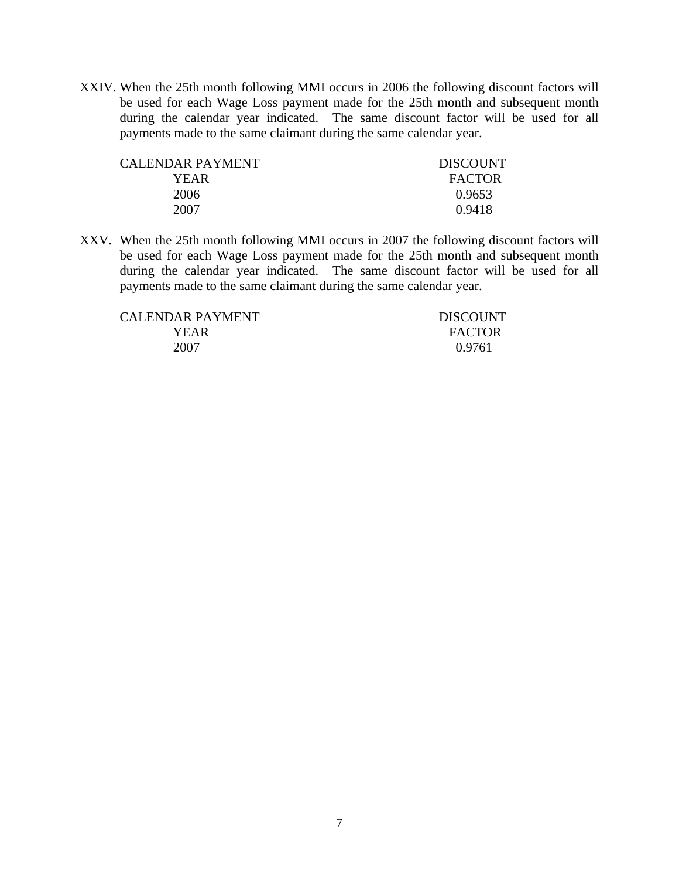XXIV. When the 25th month following MMI occurs in 2006 the following discount factors will be used for each Wage Loss payment made for the 25th month and subsequent month during the calendar year indicated. The same discount factor will be used for all payments made to the same claimant during the same calendar year.

| CALENDAR PAYMENT YEAR | DISCOUNT FACTOR |
| --- | --- |
| 2006 | 0.9653 |
| 2007 | 0.9418 |

XXV. When the 25th month following MMI occurs in 2007 the following discount factors will be used for each Wage Loss payment made for the 25th month and subsequent month during the calendar year indicated. The same discount factor will be used for all payments made to the same claimant during the same calendar year.

| CALENDAR PAYMENT YEAR | DISCOUNT FACTOR |
| --- | --- |
| 2007 | 0.9761 |